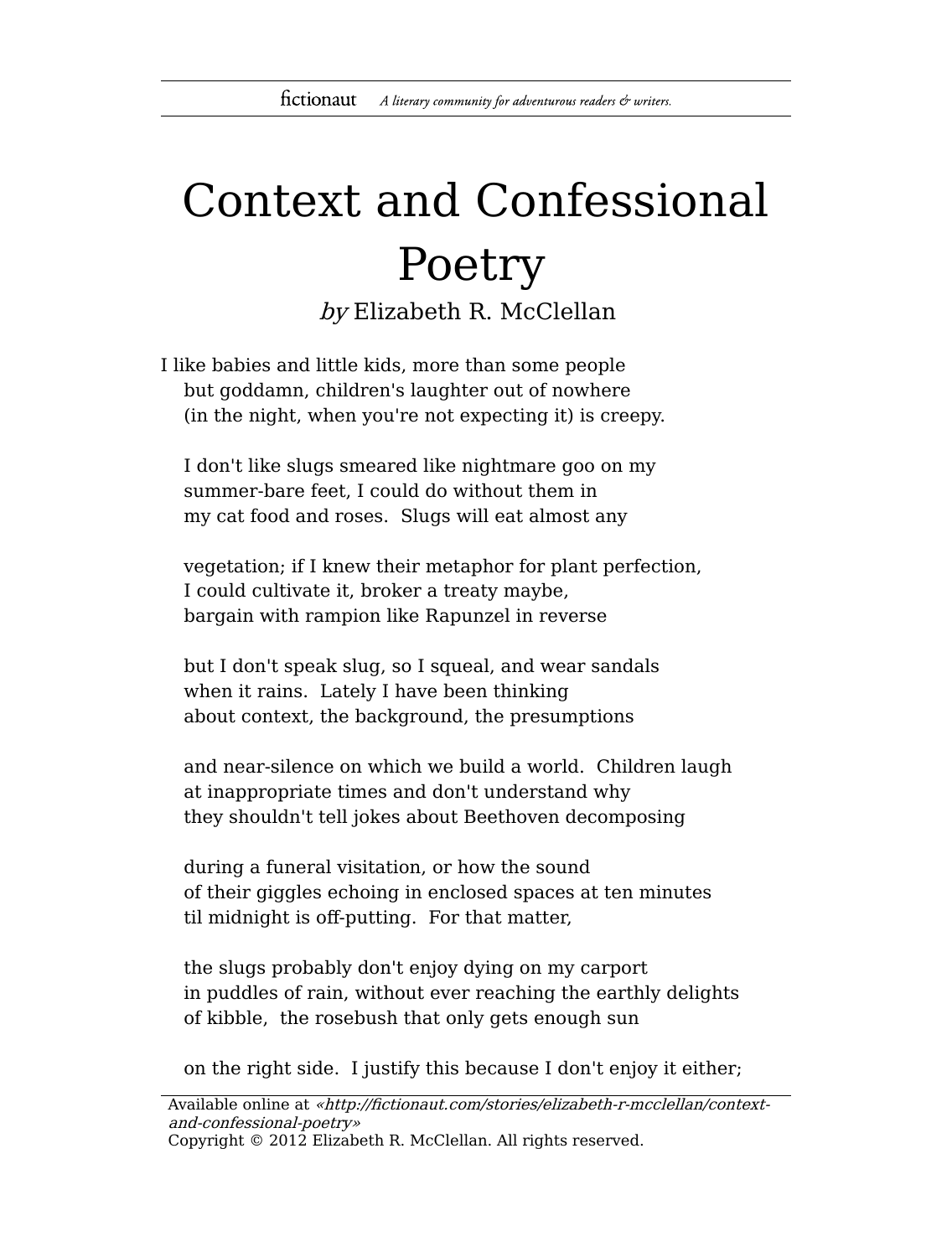# Context and Confessional Poetry

*by* Elizabeth R. McClellan

I like babies and little kids, more than some people  
but goddamn, children's laughter out of nowhere  
(in the night, when you're not expecting it) is creepy.

I don't like slugs smeared like nightmare goo on my  
summer-bare feet, I could do without them in  
my cat food and roses.  Slugs will eat almost any

vegetation; if I knew their metaphor for plant perfection,  
I could cultivate it, broker a treaty maybe,  
bargain with rampion like Rapunzel in reverse

but I don't speak slug, so I squeal, and wear sandals  
when it rains.  Lately I have been thinking  
about context, the background, the presumptions

and near-silence on which we build a world.  Children laugh  
at inappropriate times and don't understand why  
they shouldn't tell jokes about Beethoven decomposing

during a funeral visitation, or how the sound  
of their giggles echoing in enclosed spaces at ten minutes  
til midnight is off-putting.  For that matter,

the slugs probably don't enjoy dying on my carport  
in puddles of rain, without ever reaching the earthly delights  
of kibble,  the rosebush that only gets enough sun

on the right side.  I justify this because I don't enjoy it either;

Available online at *«http://fictionaut.com/stories/elizabeth-r-mcclellan/context-and-confessional-poetry»*  
Copyright © 2012 Elizabeth R. McClellan. All rights reserved.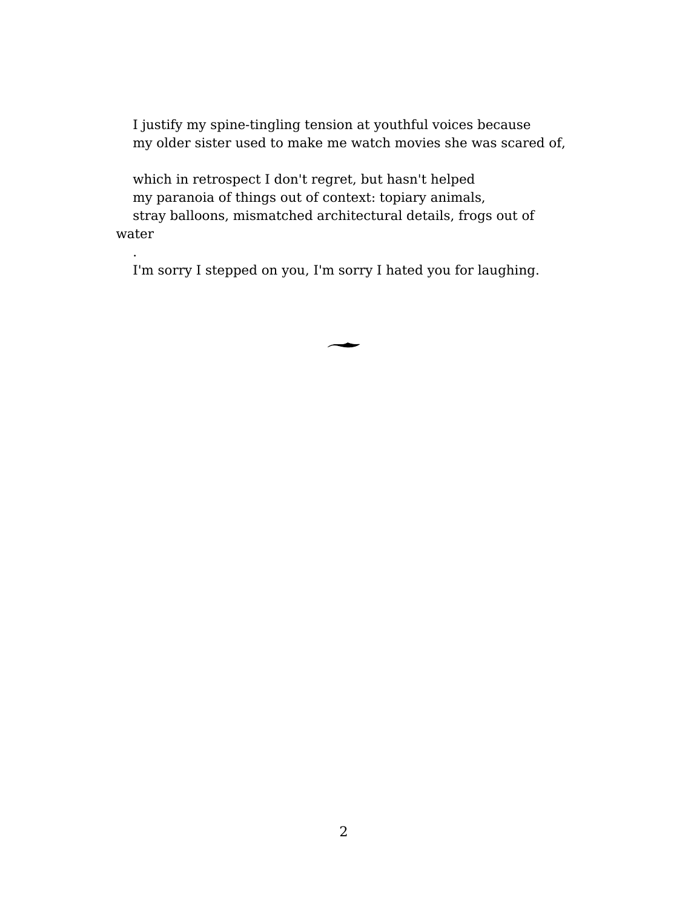I justify my spine-tingling tension at youthful voices because
my older sister used to make me watch movies she was scared of,

which in retrospect I don't regret, but hasn't helped
my paranoia of things out of context: topiary animals,
stray balloons, mismatched architectural details, frogs out of water
.
I'm sorry I stepped on you, I'm sorry I hated you for laughing.